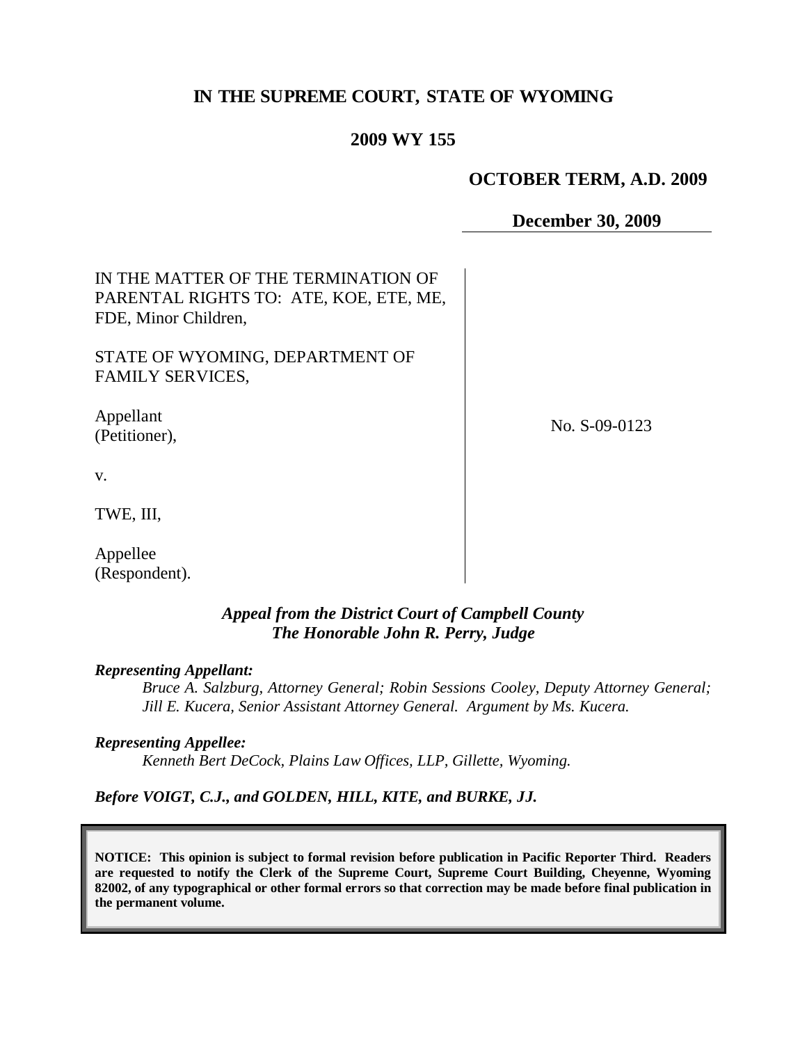# IN THE SUPREME COURT, STATE OF WYOMING

## 2009 WY 155

**OCTOBER TERM, A.D. 2009**

**December 30, 2009**

IN THE MATTER OF THE TERMINATION OF PARENTAL RIGHTS TO: ATE, KOE, ETE, ME, FDE, Minor Children,

STATE OF WYOMING, DEPARTMENT OF FAMILY SERVICES,

Appellant
(Petitioner),

v.

TWE, III,

Appellee
(Respondent).

No. S-09-0123

***Appeal from the District Court of Campbell County***
***The Honorable John R. Perry, Judge***

***Representing Appellant:***

*Bruce A. Salzburg, Attorney General; Robin Sessions Cooley, Deputy Attorney General; Jill E. Kucera, Senior Assistant Attorney General. Argument by Ms. Kucera.*

***Representing Appellee:***

*Kenneth Bert DeCock, Plains Law Offices, LLP, Gillette, Wyoming.*

***Before VOIGT, C.J., and GOLDEN, HILL, KITE, and BURKE, JJ.***

**NOTICE: This opinion is subject to formal revision before publication in Pacific Reporter Third. Readers are requested to notify the Clerk of the Supreme Court, Supreme Court Building, Cheyenne, Wyoming 82002, of any typographical or other formal errors so that correction may be made before final publication in the permanent volume.**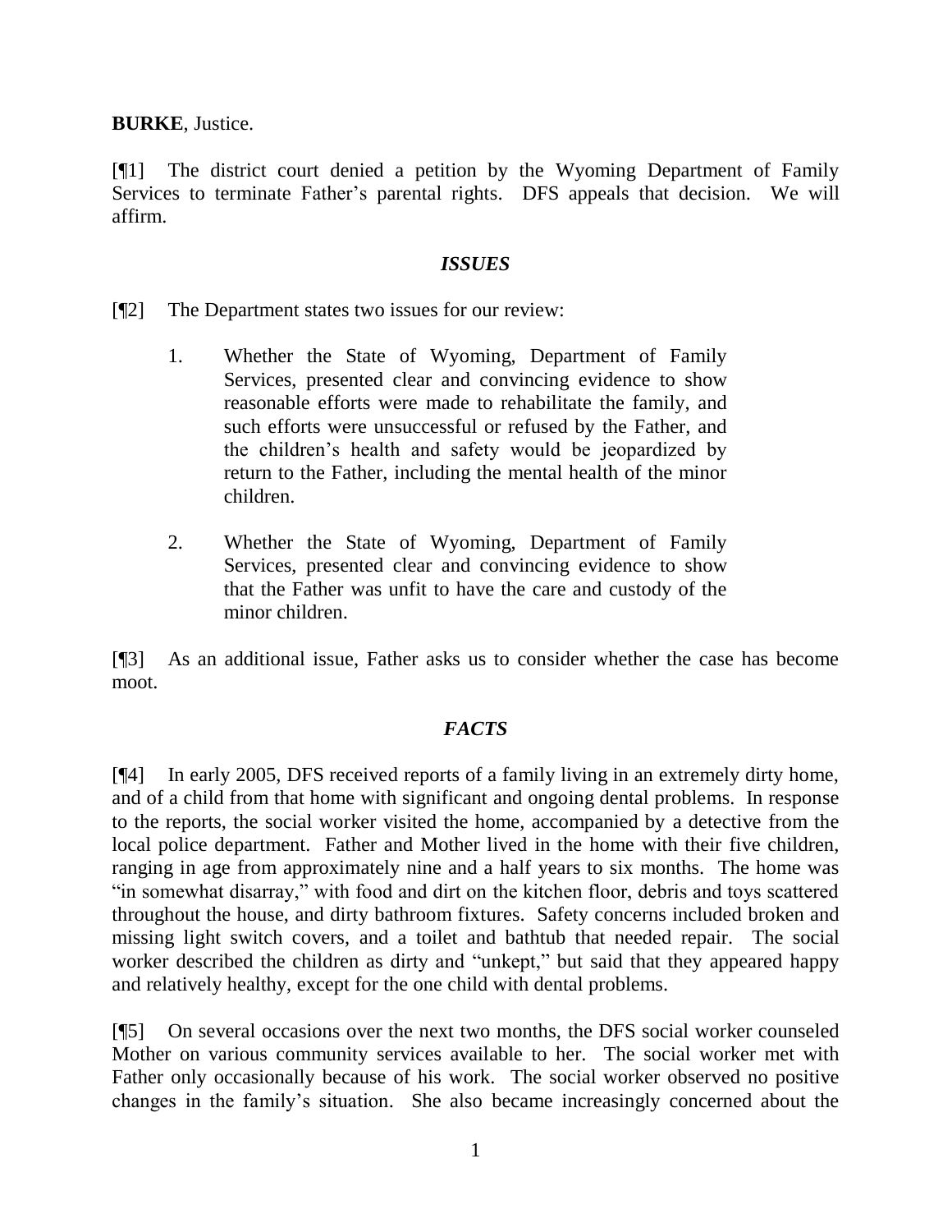**BURKE**, Justice.

[¶1] The district court denied a petition by the Wyoming Department of Family Services to terminate Father's parental rights. DFS appeals that decision. We will affirm.

## *ISSUES*

[¶2] The Department states two issues for our review:

> 1. Whether the State of Wyoming, Department of Family Services, presented clear and convincing evidence to show reasonable efforts were made to rehabilitate the family, and such efforts were unsuccessful or refused by the Father, and the children's health and safety would be jeopardized by return to the Father, including the mental health of the minor children.
>
> 2. Whether the State of Wyoming, Department of Family Services, presented clear and convincing evidence to show that the Father was unfit to have the care and custody of the minor children.

[¶3] As an additional issue, Father asks us to consider whether the case has become moot.

## *FACTS*

[¶4] In early 2005, DFS received reports of a family living in an extremely dirty home, and of a child from that home with significant and ongoing dental problems. In response to the reports, the social worker visited the home, accompanied by a detective from the local police department. Father and Mother lived in the home with their five children, ranging in age from approximately nine and a half years to six months. The home was "in somewhat disarray," with food and dirt on the kitchen floor, debris and toys scattered throughout the house, and dirty bathroom fixtures. Safety concerns included broken and missing light switch covers, and a toilet and bathtub that needed repair. The social worker described the children as dirty and "unkept," but said that they appeared happy and relatively healthy, except for the one child with dental problems.

[¶5] On several occasions over the next two months, the DFS social worker counseled Mother on various community services available to her. The social worker met with Father only occasionally because of his work. The social worker observed no positive changes in the family's situation. She also became increasingly concerned about the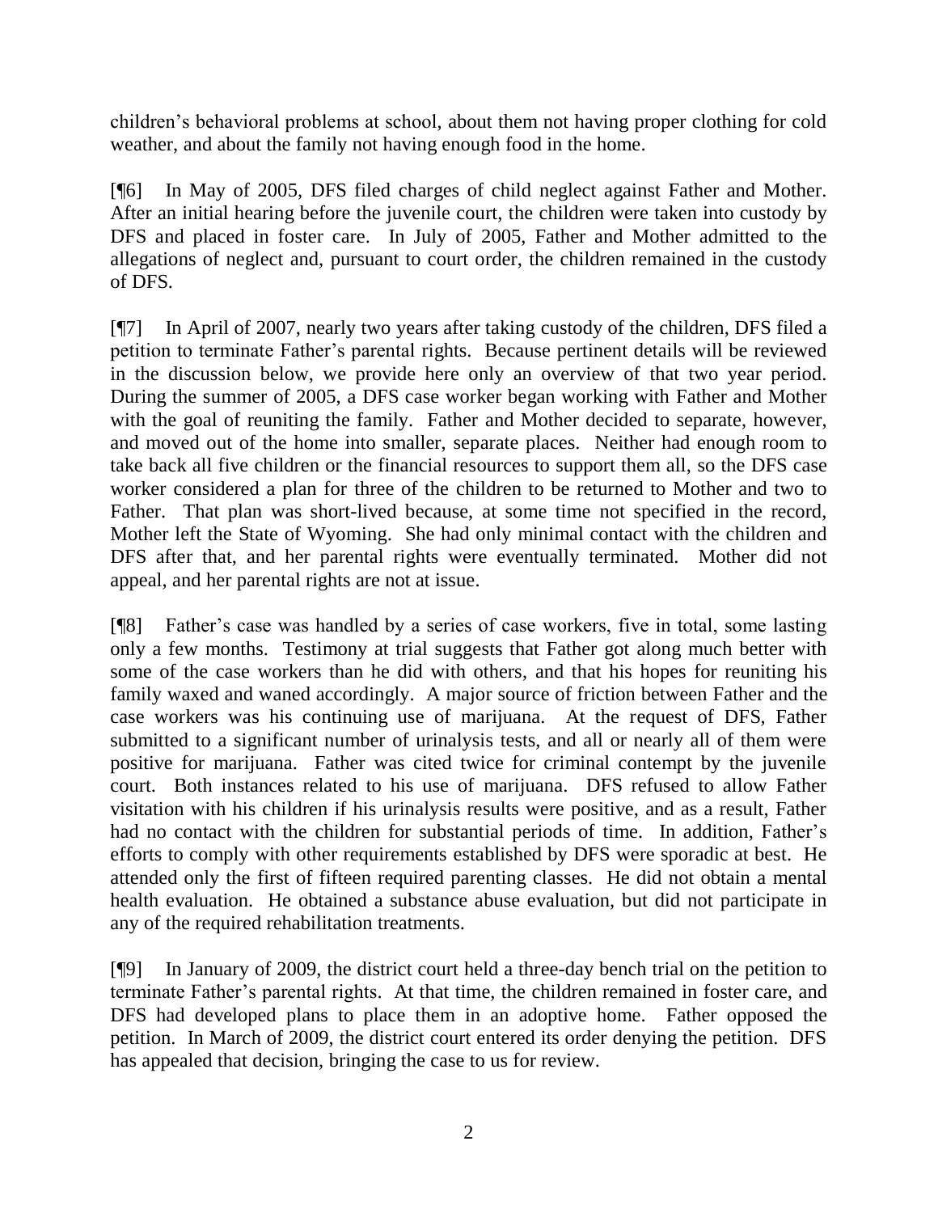children's behavioral problems at school, about them not having proper clothing for cold weather, and about the family not having enough food in the home.

[¶6] In May of 2005, DFS filed charges of child neglect against Father and Mother. After an initial hearing before the juvenile court, the children were taken into custody by DFS and placed in foster care. In July of 2005, Father and Mother admitted to the allegations of neglect and, pursuant to court order, the children remained in the custody of DFS.

[¶7] In April of 2007, nearly two years after taking custody of the children, DFS filed a petition to terminate Father's parental rights. Because pertinent details will be reviewed in the discussion below, we provide here only an overview of that two year period. During the summer of 2005, a DFS case worker began working with Father and Mother with the goal of reuniting the family. Father and Mother decided to separate, however, and moved out of the home into smaller, separate places. Neither had enough room to take back all five children or the financial resources to support them all, so the DFS case worker considered a plan for three of the children to be returned to Mother and two to Father. That plan was short-lived because, at some time not specified in the record, Mother left the State of Wyoming. She had only minimal contact with the children and DFS after that, and her parental rights were eventually terminated. Mother did not appeal, and her parental rights are not at issue.

[¶8] Father's case was handled by a series of case workers, five in total, some lasting only a few months. Testimony at trial suggests that Father got along much better with some of the case workers than he did with others, and that his hopes for reuniting his family waxed and waned accordingly. A major source of friction between Father and the case workers was his continuing use of marijuana. At the request of DFS, Father submitted to a significant number of urinalysis tests, and all or nearly all of them were positive for marijuana. Father was cited twice for criminal contempt by the juvenile court. Both instances related to his use of marijuana. DFS refused to allow Father visitation with his children if his urinalysis results were positive, and as a result, Father had no contact with the children for substantial periods of time. In addition, Father's efforts to comply with other requirements established by DFS were sporadic at best. He attended only the first of fifteen required parenting classes. He did not obtain a mental health evaluation. He obtained a substance abuse evaluation, but did not participate in any of the required rehabilitation treatments.

[¶9] In January of 2009, the district court held a three-day bench trial on the petition to terminate Father's parental rights. At that time, the children remained in foster care, and DFS had developed plans to place them in an adoptive home. Father opposed the petition. In March of 2009, the district court entered its order denying the petition. DFS has appealed that decision, bringing the case to us for review.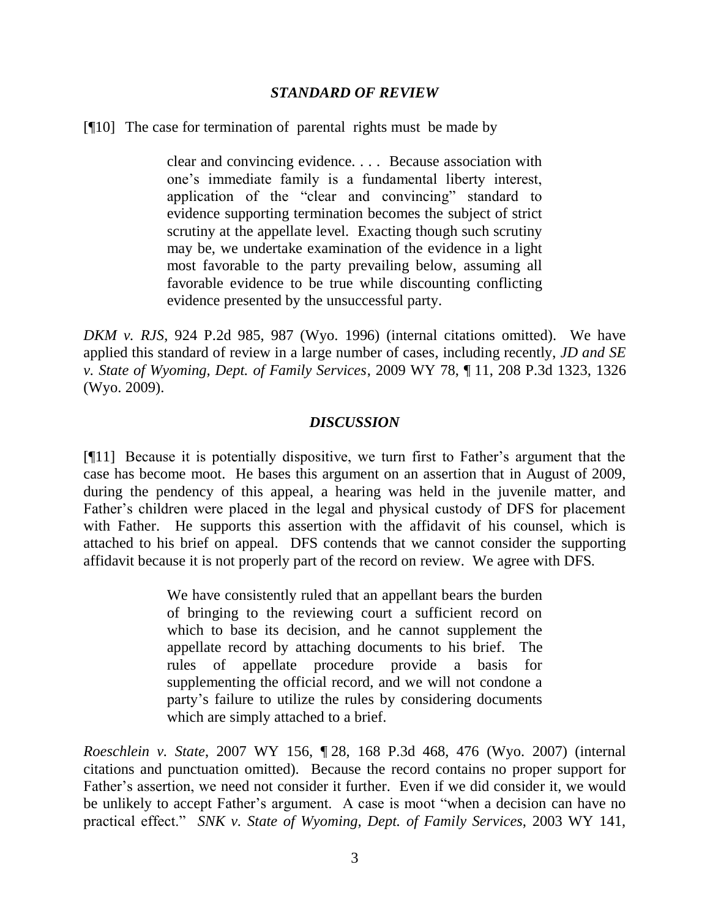### *STANDARD OF REVIEW*

[¶10] The case for termination of parental rights must be made by

> clear and convincing evidence. . . . Because association with one's immediate family is a fundamental liberty interest, application of the "clear and convincing" standard to evidence supporting termination becomes the subject of strict scrutiny at the appellate level. Exacting though such scrutiny may be, we undertake examination of the evidence in a light most favorable to the party prevailing below, assuming all favorable evidence to be true while discounting conflicting evidence presented by the unsuccessful party.

*DKM v. RJS*, 924 P.2d 985, 987 (Wyo. 1996) (internal citations omitted). We have applied this standard of review in a large number of cases, including recently, *JD and SE v. State of Wyoming, Dept. of Family Services*, 2009 WY 78, ¶ 11, 208 P.3d 1323, 1326 (Wyo. 2009).

### *DISCUSSION*

[¶11] Because it is potentially dispositive, we turn first to Father's argument that the case has become moot. He bases this argument on an assertion that in August of 2009, during the pendency of this appeal, a hearing was held in the juvenile matter, and Father's children were placed in the legal and physical custody of DFS for placement with Father. He supports this assertion with the affidavit of his counsel, which is attached to his brief on appeal. DFS contends that we cannot consider the supporting affidavit because it is not properly part of the record on review. We agree with DFS.

> We have consistently ruled that an appellant bears the burden of bringing to the reviewing court a sufficient record on which to base its decision, and he cannot supplement the appellate record by attaching documents to his brief. The rules of appellate procedure provide a basis for supplementing the official record, and we will not condone a party's failure to utilize the rules by considering documents which are simply attached to a brief.

*Roeschlein v. State*, 2007 WY 156, ¶ 28, 168 P.3d 468, 476 (Wyo. 2007) (internal citations and punctuation omitted). Because the record contains no proper support for Father's assertion, we need not consider it further. Even if we did consider it, we would be unlikely to accept Father's argument. A case is moot "when a decision can have no practical effect." *SNK v. State of Wyoming, Dept. of Family Services*, 2003 WY 141,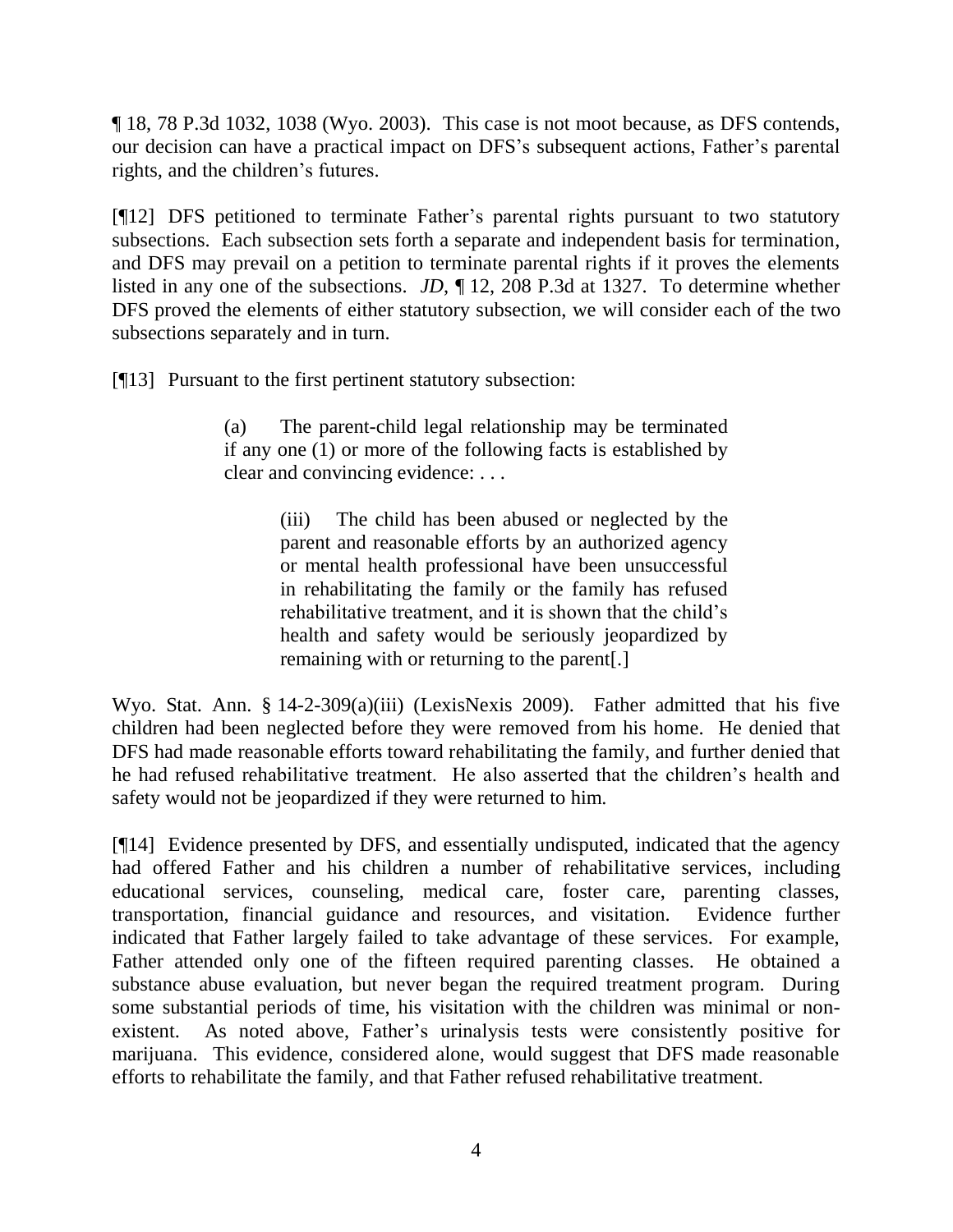¶ 18, 78 P.3d 1032, 1038 (Wyo. 2003). This case is not moot because, as DFS contends, our decision can have a practical impact on DFS's subsequent actions, Father's parental rights, and the children's futures.

[¶12] DFS petitioned to terminate Father's parental rights pursuant to two statutory subsections. Each subsection sets forth a separate and independent basis for termination, and DFS may prevail on a petition to terminate parental rights if it proves the elements listed in any one of the subsections. *JD*, ¶ 12, 208 P.3d at 1327. To determine whether DFS proved the elements of either statutory subsection, we will consider each of the two subsections separately and in turn.

[¶13] Pursuant to the first pertinent statutory subsection:

> (a) The parent-child legal relationship may be terminated if any one (1) or more of the following facts is established by clear and convincing evidence: . . .
>
> > (iii) The child has been abused or neglected by the parent and reasonable efforts by an authorized agency or mental health professional have been unsuccessful in rehabilitating the family or the family has refused rehabilitative treatment, and it is shown that the child's health and safety would be seriously jeopardized by remaining with or returning to the parent[.]

Wyo. Stat. Ann. § 14-2-309(a)(iii) (LexisNexis 2009). Father admitted that his five children had been neglected before they were removed from his home. He denied that DFS had made reasonable efforts toward rehabilitating the family, and further denied that he had refused rehabilitative treatment. He also asserted that the children's health and safety would not be jeopardized if they were returned to him.

[¶14] Evidence presented by DFS, and essentially undisputed, indicated that the agency had offered Father and his children a number of rehabilitative services, including educational services, counseling, medical care, foster care, parenting classes, transportation, financial guidance and resources, and visitation. Evidence further indicated that Father largely failed to take advantage of these services. For example, Father attended only one of the fifteen required parenting classes. He obtained a substance abuse evaluation, but never began the required treatment program. During some substantial periods of time, his visitation with the children was minimal or non-existent. As noted above, Father's urinalysis tests were consistently positive for marijuana. This evidence, considered alone, would suggest that DFS made reasonable efforts to rehabilitate the family, and that Father refused rehabilitative treatment.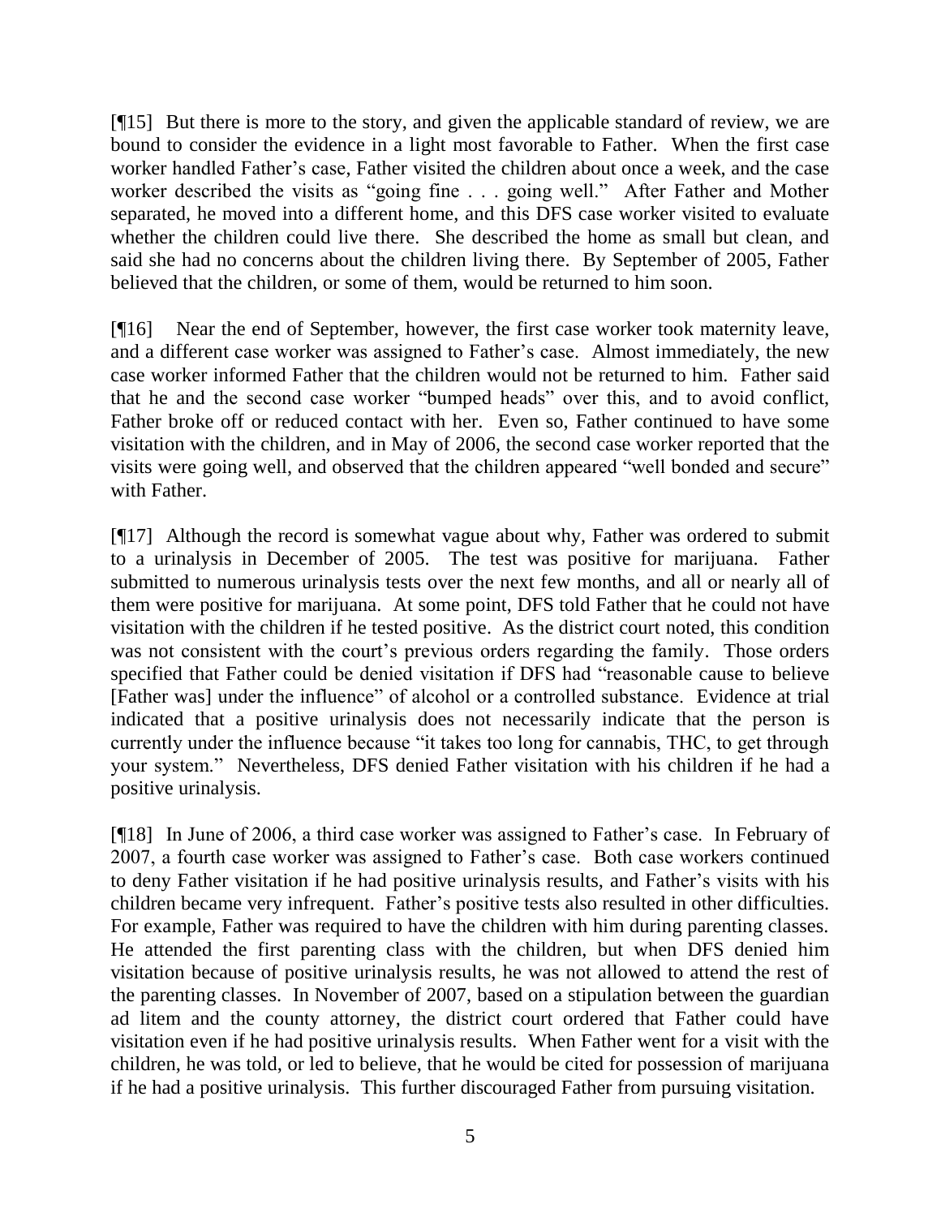[¶15] But there is more to the story, and given the applicable standard of review, we are bound to consider the evidence in a light most favorable to Father. When the first case worker handled Father's case, Father visited the children about once a week, and the case worker described the visits as "going fine . . . going well." After Father and Mother separated, he moved into a different home, and this DFS case worker visited to evaluate whether the children could live there. She described the home as small but clean, and said she had no concerns about the children living there. By September of 2005, Father believed that the children, or some of them, would be returned to him soon.

[¶16] Near the end of September, however, the first case worker took maternity leave, and a different case worker was assigned to Father's case. Almost immediately, the new case worker informed Father that the children would not be returned to him. Father said that he and the second case worker "bumped heads" over this, and to avoid conflict, Father broke off or reduced contact with her. Even so, Father continued to have some visitation with the children, and in May of 2006, the second case worker reported that the visits were going well, and observed that the children appeared "well bonded and secure" with Father.

[¶17] Although the record is somewhat vague about why, Father was ordered to submit to a urinalysis in December of 2005. The test was positive for marijuana. Father submitted to numerous urinalysis tests over the next few months, and all or nearly all of them were positive for marijuana. At some point, DFS told Father that he could not have visitation with the children if he tested positive. As the district court noted, this condition was not consistent with the court's previous orders regarding the family. Those orders specified that Father could be denied visitation if DFS had "reasonable cause to believe [Father was] under the influence" of alcohol or a controlled substance. Evidence at trial indicated that a positive urinalysis does not necessarily indicate that the person is currently under the influence because "it takes too long for cannabis, THC, to get through your system." Nevertheless, DFS denied Father visitation with his children if he had a positive urinalysis.

[¶18] In June of 2006, a third case worker was assigned to Father's case. In February of 2007, a fourth case worker was assigned to Father's case. Both case workers continued to deny Father visitation if he had positive urinalysis results, and Father's visits with his children became very infrequent. Father's positive tests also resulted in other difficulties. For example, Father was required to have the children with him during parenting classes. He attended the first parenting class with the children, but when DFS denied him visitation because of positive urinalysis results, he was not allowed to attend the rest of the parenting classes. In November of 2007, based on a stipulation between the guardian ad litem and the county attorney, the district court ordered that Father could have visitation even if he had positive urinalysis results. When Father went for a visit with the children, he was told, or led to believe, that he would be cited for possession of marijuana if he had a positive urinalysis. This further discouraged Father from pursuing visitation.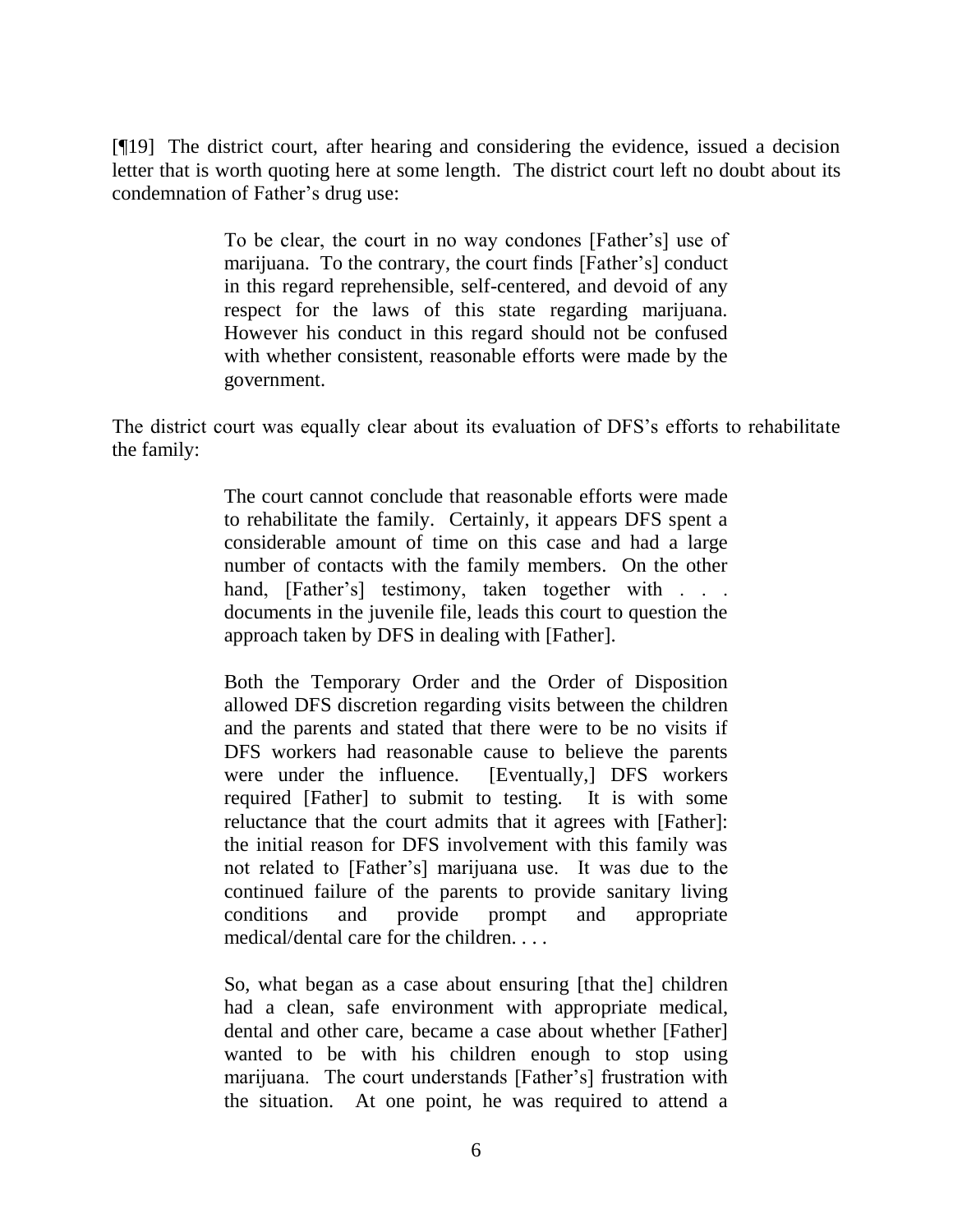[¶19] The district court, after hearing and considering the evidence, issued a decision letter that is worth quoting here at some length. The district court left no doubt about its condemnation of Father's drug use:

> To be clear, the court in no way condones [Father's] use of marijuana. To the contrary, the court finds [Father's] conduct in this regard reprehensible, self-centered, and devoid of any respect for the laws of this state regarding marijuana. However his conduct in this regard should not be confused with whether consistent, reasonable efforts were made by the government.

The district court was equally clear about its evaluation of DFS's efforts to rehabilitate the family:

> The court cannot conclude that reasonable efforts were made to rehabilitate the family. Certainly, it appears DFS spent a considerable amount of time on this case and had a large number of contacts with the family members. On the other hand, [Father's] testimony, taken together with . . . documents in the juvenile file, leads this court to question the approach taken by DFS in dealing with [Father].
>
> Both the Temporary Order and the Order of Disposition allowed DFS discretion regarding visits between the children and the parents and stated that there were to be no visits if DFS workers had reasonable cause to believe the parents were under the influence. [Eventually,] DFS workers required [Father] to submit to testing. It is with some reluctance that the court admits that it agrees with [Father]: the initial reason for DFS involvement with this family was not related to [Father's] marijuana use. It was due to the continued failure of the parents to provide sanitary living conditions and provide prompt and appropriate medical/dental care for the children. . . .
>
> So, what began as a case about ensuring [that the] children had a clean, safe environment with appropriate medical, dental and other care, became a case about whether [Father] wanted to be with his children enough to stop using marijuana. The court understands [Father's] frustration with the situation. At one point, he was required to attend a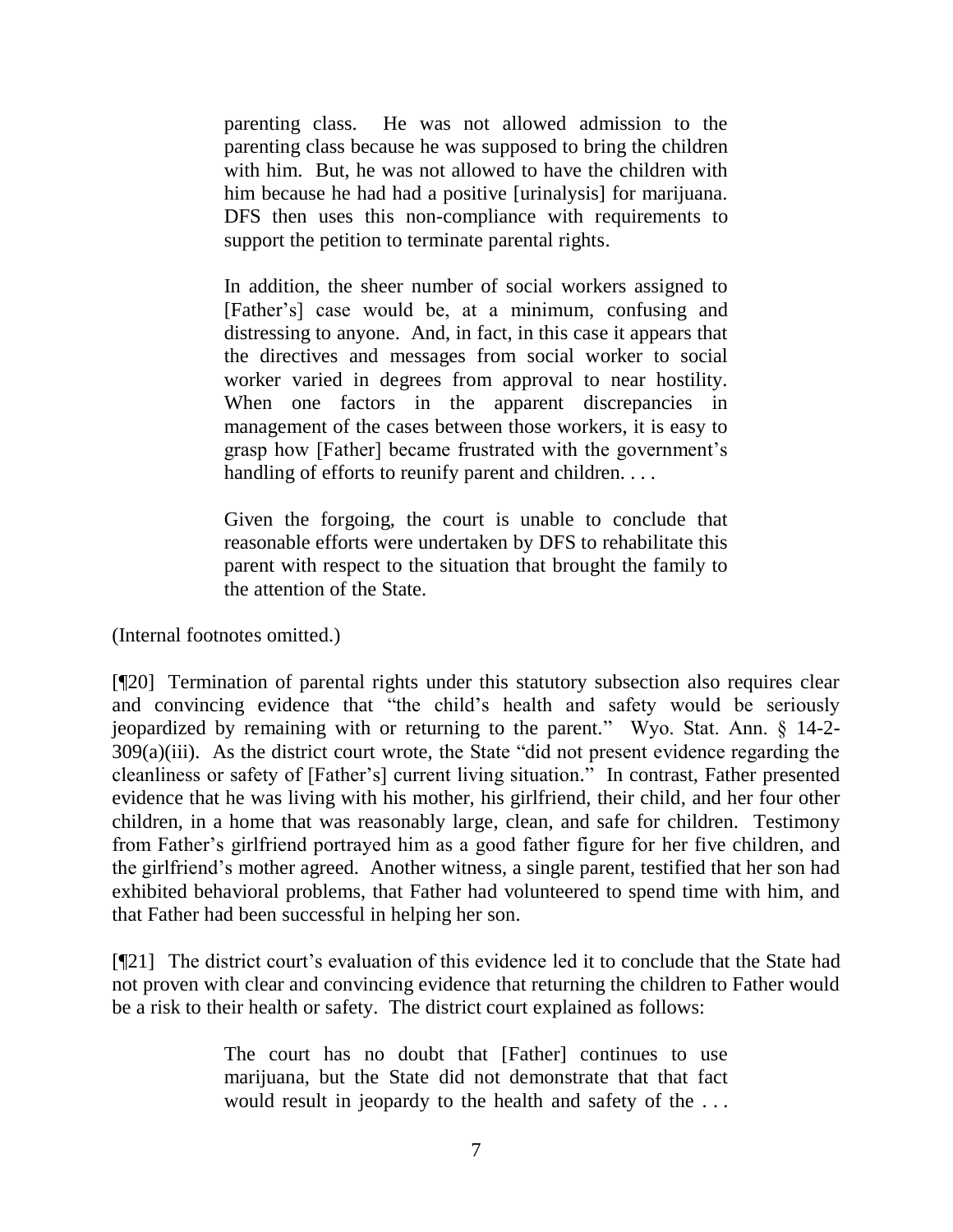> parenting class. He was not allowed admission to the parenting class because he was supposed to bring the children with him. But, he was not allowed to have the children with him because he had had a positive [urinalysis] for marijuana. DFS then uses this non-compliance with requirements to support the petition to terminate parental rights.
>
> In addition, the sheer number of social workers assigned to [Father's] case would be, at a minimum, confusing and distressing to anyone. And, in fact, in this case it appears that the directives and messages from social worker to social worker varied in degrees from approval to near hostility. When one factors in the apparent discrepancies in management of the cases between those workers, it is easy to grasp how [Father] became frustrated with the government's handling of efforts to reunify parent and children. . . .
>
> Given the forgoing, the court is unable to conclude that reasonable efforts were undertaken by DFS to rehabilitate this parent with respect to the situation that brought the family to the attention of the State.

(Internal footnotes omitted.)

[¶20] Termination of parental rights under this statutory subsection also requires clear and convincing evidence that "the child's health and safety would be seriously jeopardized by remaining with or returning to the parent." Wyo. Stat. Ann. § 14-2-309(a)(iii). As the district court wrote, the State "did not present evidence regarding the cleanliness or safety of [Father's] current living situation." In contrast, Father presented evidence that he was living with his mother, his girlfriend, their child, and her four other children, in a home that was reasonably large, clean, and safe for children. Testimony from Father's girlfriend portrayed him as a good father figure for her five children, and the girlfriend's mother agreed. Another witness, a single parent, testified that her son had exhibited behavioral problems, that Father had volunteered to spend time with him, and that Father had been successful in helping her son.

[¶21] The district court's evaluation of this evidence led it to conclude that the State had not proven with clear and convincing evidence that returning the children to Father would be a risk to their health or safety. The district court explained as follows:

> The court has no doubt that [Father] continues to use marijuana, but the State did not demonstrate that that fact would result in jeopardy to the health and safety of the . . .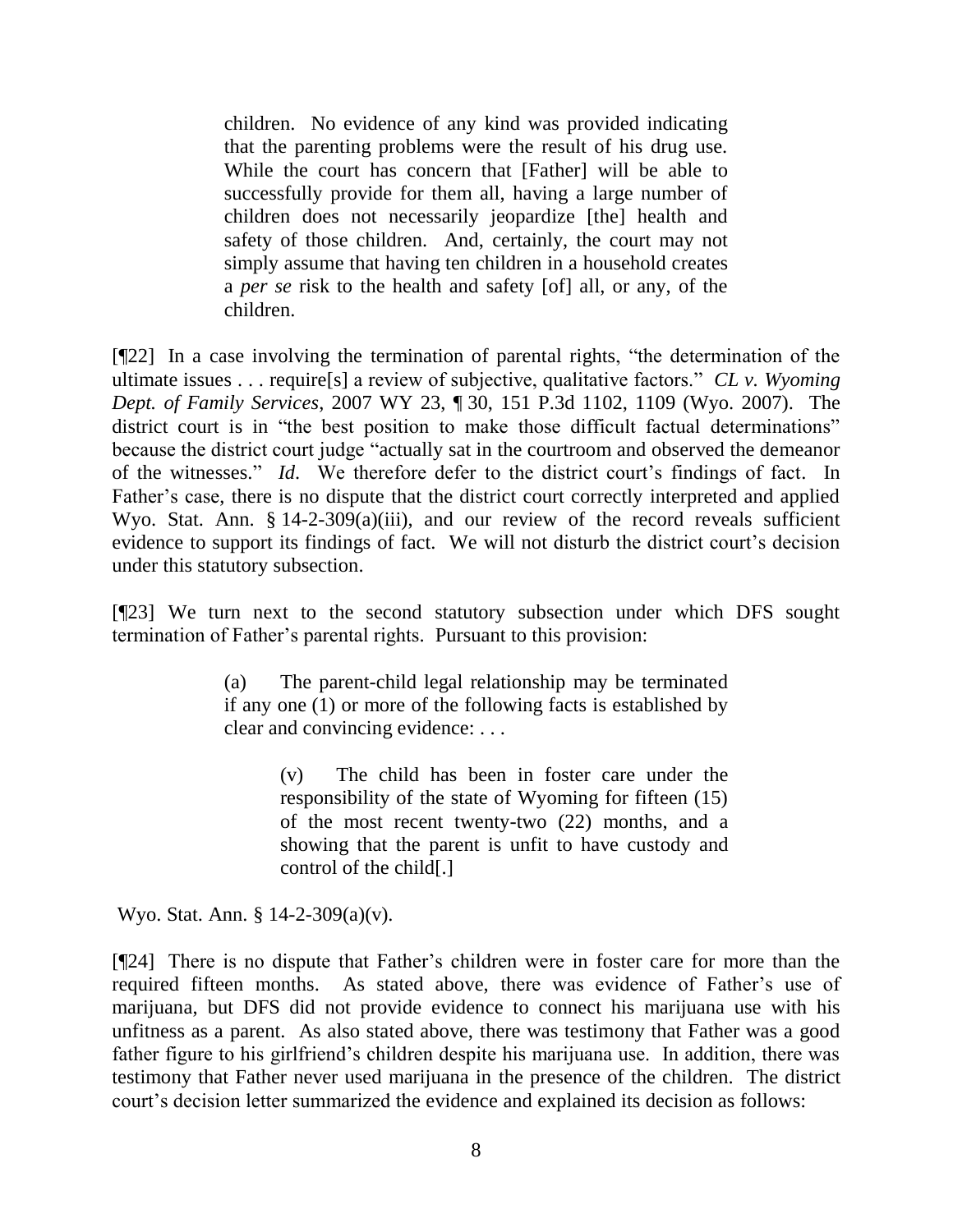> children. No evidence of any kind was provided indicating that the parenting problems were the result of his drug use. While the court has concern that [Father] will be able to successfully provide for them all, having a large number of children does not necessarily jeopardize [the] health and safety of those children. And, certainly, the court may not simply assume that having ten children in a household creates a *per se* risk to the health and safety [of] all, or any, of the children.

[¶22] In a case involving the termination of parental rights, "the determination of the ultimate issues . . . require[s] a review of subjective, qualitative factors." *CL v. Wyoming Dept. of Family Services*, 2007 WY 23, ¶ 30, 151 P.3d 1102, 1109 (Wyo. 2007). The district court is in "the best position to make those difficult factual determinations" because the district court judge "actually sat in the courtroom and observed the demeanor of the witnesses." *Id*. We therefore defer to the district court's findings of fact. In Father's case, there is no dispute that the district court correctly interpreted and applied Wyo. Stat. Ann. § 14-2-309(a)(iii), and our review of the record reveals sufficient evidence to support its findings of fact. We will not disturb the district court's decision under this statutory subsection.

[¶23] We turn next to the second statutory subsection under which DFS sought termination of Father's parental rights. Pursuant to this provision:

> (a) The parent-child legal relationship may be terminated if any one (1) or more of the following facts is established by clear and convincing evidence: . . .
>
> > (v) The child has been in foster care under the responsibility of the state of Wyoming for fifteen (15) of the most recent twenty-two (22) months, and a showing that the parent is unfit to have custody and control of the child[.]

Wyo. Stat. Ann. § 14-2-309(a)(v).

[¶24] There is no dispute that Father's children were in foster care for more than the required fifteen months. As stated above, there was evidence of Father's use of marijuana, but DFS did not provide evidence to connect his marijuana use with his unfitness as a parent. As also stated above, there was testimony that Father was a good father figure to his girlfriend's children despite his marijuana use. In addition, there was testimony that Father never used marijuana in the presence of the children. The district court's decision letter summarized the evidence and explained its decision as follows: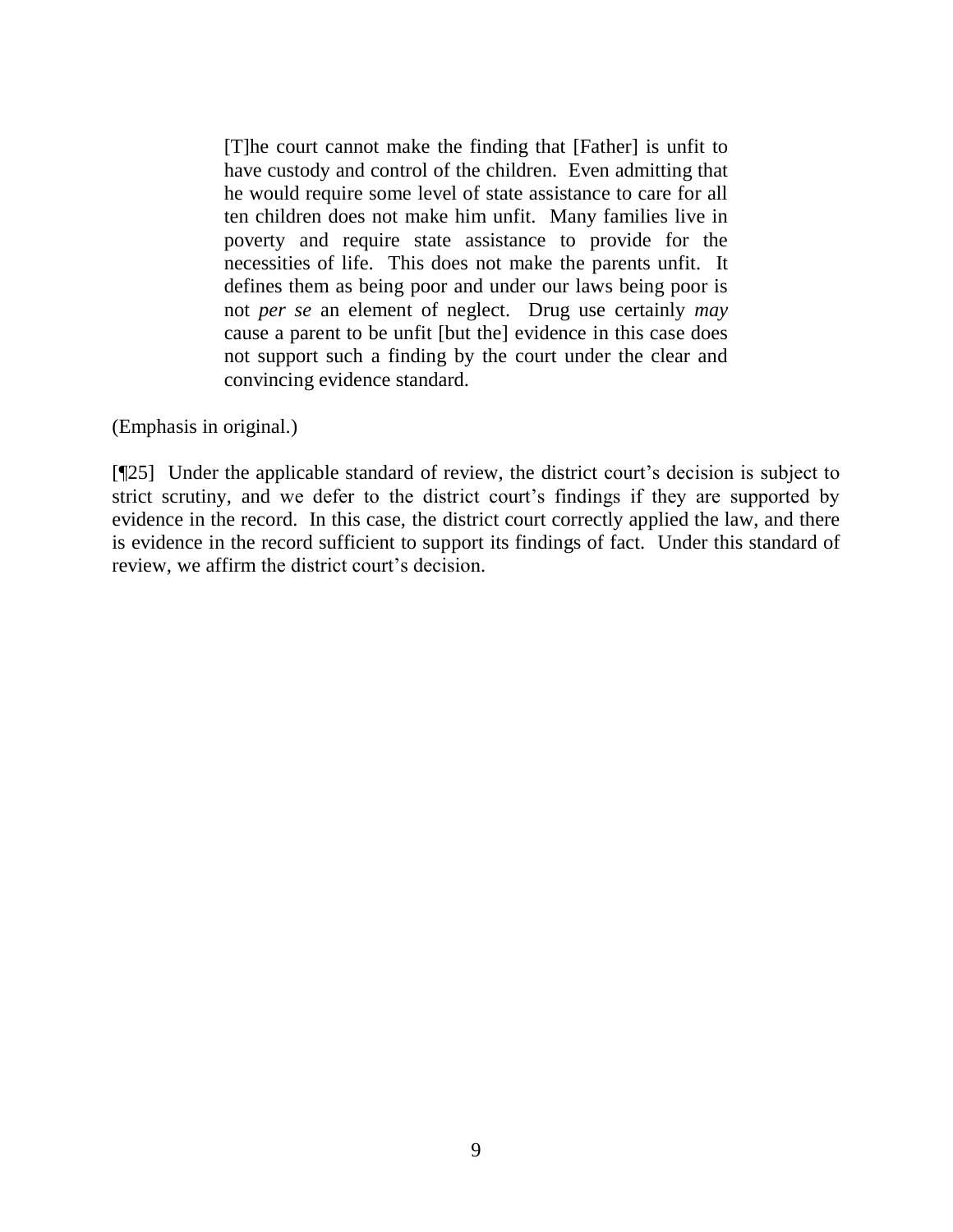> [T]he court cannot make the finding that [Father] is unfit to have custody and control of the children. Even admitting that he would require some level of state assistance to care for all ten children does not make him unfit. Many families live in poverty and require state assistance to provide for the necessities of life. This does not make the parents unfit. It defines them as being poor and under our laws being poor is not *per se* an element of neglect. Drug use certainly *may* cause a parent to be unfit [but the] evidence in this case does not support such a finding by the court under the clear and convincing evidence standard.

(Emphasis in original.)

[¶25] Under the applicable standard of review, the district court's decision is subject to strict scrutiny, and we defer to the district court's findings if they are supported by evidence in the record. In this case, the district court correctly applied the law, and there is evidence in the record sufficient to support its findings of fact. Under this standard of review, we affirm the district court's decision.